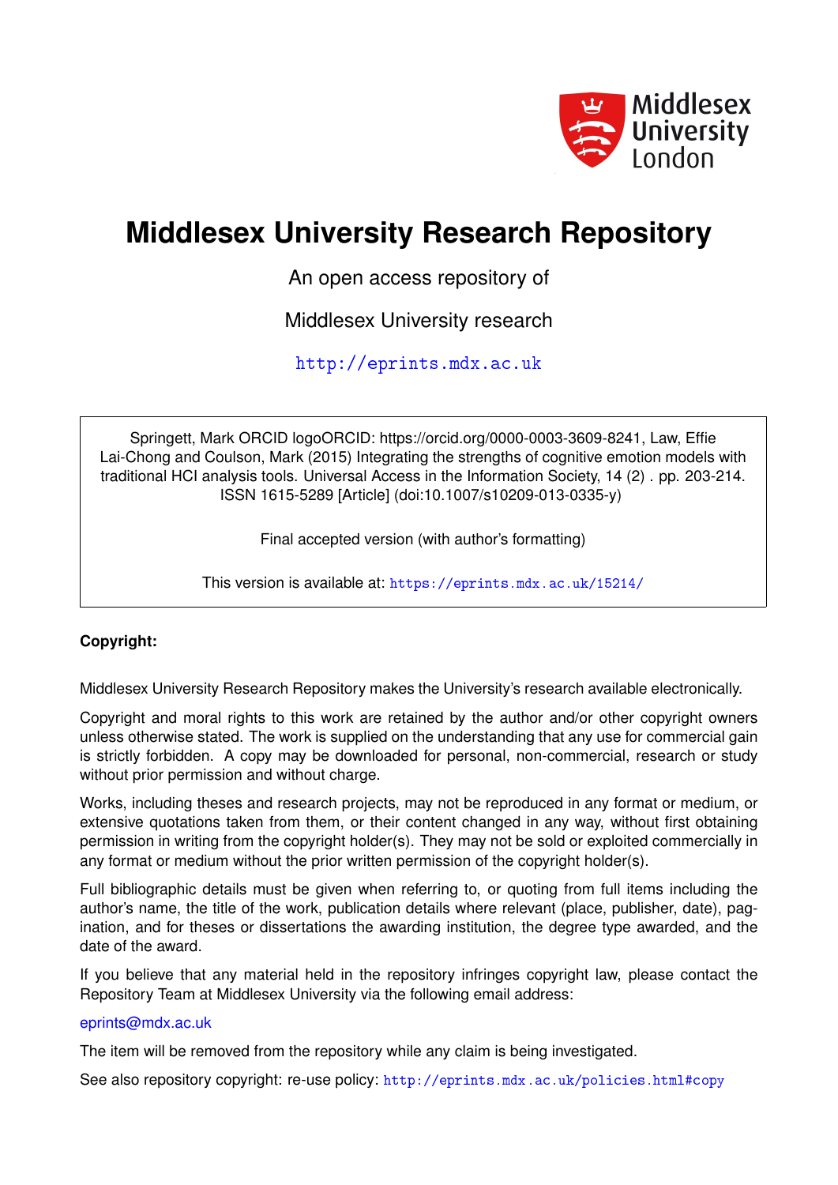# Middlesex University Research Repository

An open access repository of

Middlesex University research

http://eprints.mdx.ac.uk

Springett, Mark ORCID logoORCID: https://orcid.org/0000-0003-3609-8241, Law, Effie Lai-Chong and Coulson, Mark (2015) Integrating the strengths of cognitive emotion models with traditional HCI analysis tools. Universal Access in the Information Society, 14 (2) . pp. 203-214. ISSN 1615-5289 [Article] (doi:10.1007/s10209-013-0335-y)

Final accepted version (with author's formatting)

This version is available at: https://eprints.mdx.ac.uk/15214/

**Copyright:**

Middlesex University Research Repository makes the University's research available electronically.

Copyright and moral rights to this work are retained by the author and/or other copyright owners unless otherwise stated. The work is supplied on the understanding that any use for commercial gain is strictly forbidden. A copy may be downloaded for personal, non-commercial, research or study without prior permission and without charge.

Works, including theses and research projects, may not be reproduced in any format or medium, or extensive quotations taken from them, or their content changed in any way, without first obtaining permission in writing from the copyright holder(s). They may not be sold or exploited commercially in any format or medium without the prior written permission of the copyright holder(s).

Full bibliographic details must be given when referring to, or quoting from full items including the author's name, the title of the work, publication details where relevant (place, publisher, date), pagination, and for theses or dissertations the awarding institution, the degree type awarded, and the date of the award.

If you believe that any material held in the repository infringes copyright law, please contact the Repository Team at Middlesex University via the following email address:

eprints@mdx.ac.uk

The item will be removed from the repository while any claim is being investigated.

See also repository copyright: re-use policy: http://eprints.mdx.ac.uk/policies.html#copy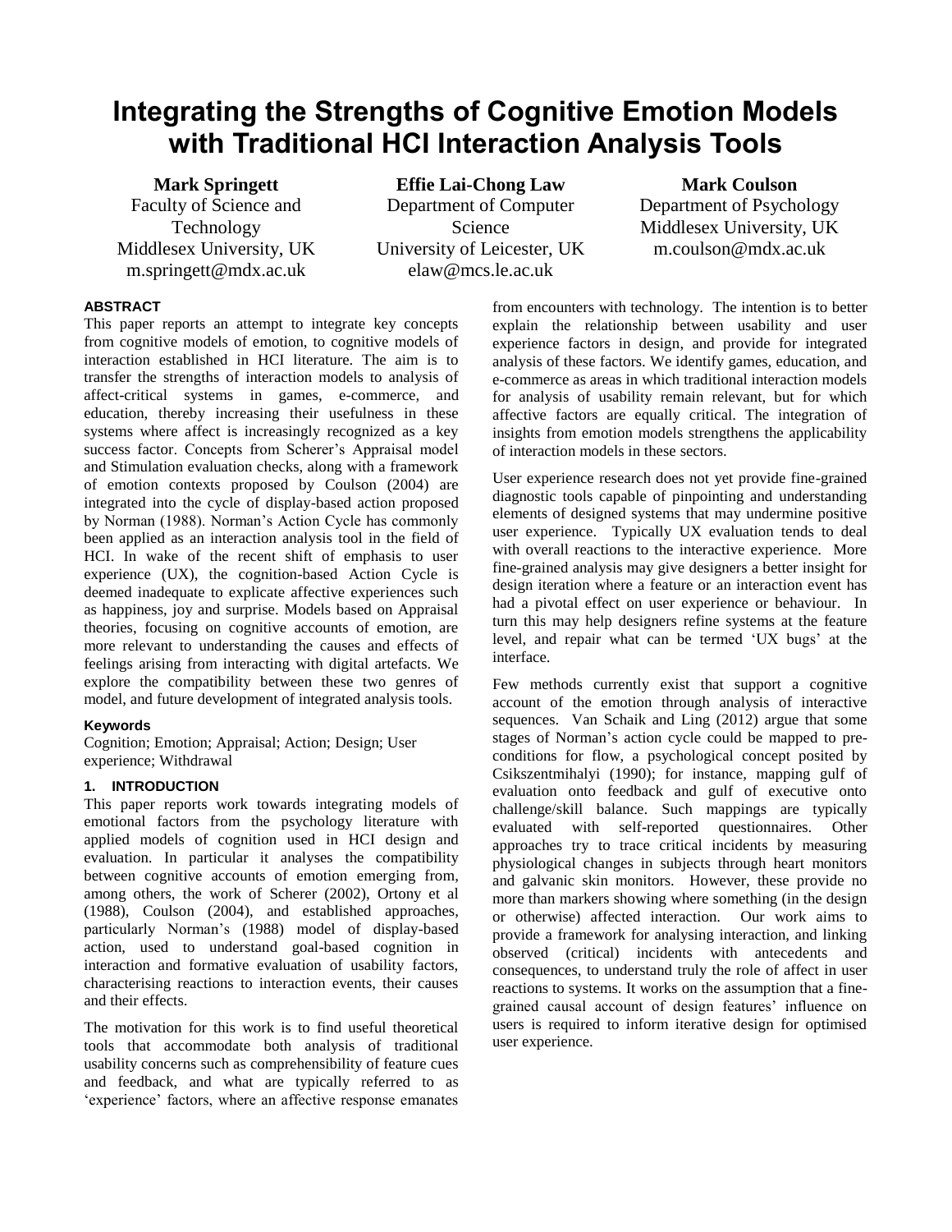# Integrating the Strengths of Cognitive Emotion Models with Traditional HCI Interaction Analysis Tools

**Mark Springett**
Faculty of Science and Technology
Middlesex University, UK
m.springett@mdx.ac.uk

**Effie Lai-Chong Law**
Department of Computer Science
University of Leicester, UK
elaw@mcs.le.ac.uk

**Mark Coulson**
Department of Psychology
Middlesex University, UK
m.coulson@mdx.ac.uk

### ABSTRACT

This paper reports an attempt to integrate key concepts from cognitive models of emotion, to cognitive models of interaction established in HCI literature. The aim is to transfer the strengths of interaction models to analysis of affect-critical systems in games, e-commerce, and education, thereby increasing their usefulness in these systems where affect is increasingly recognized as a key success factor. Concepts from Scherer's Appraisal model and Stimulation evaluation checks, along with a framework of emotion contexts proposed by Coulson (2004) are integrated into the cycle of display-based action proposed by Norman (1988). Norman's Action Cycle has commonly been applied as an interaction analysis tool in the field of HCI. In wake of the recent shift of emphasis to user experience (UX), the cognition-based Action Cycle is deemed inadequate to explicate affective experiences such as happiness, joy and surprise. Models based on Appraisal theories, focusing on cognitive accounts of emotion, are more relevant to understanding the causes and effects of feelings arising from interacting with digital artefacts. We explore the compatibility between these two genres of model, and future development of integrated analysis tools.

#### Keywords

Cognition; Emotion; Appraisal; Action; Design; User experience; Withdrawal

### 1. INTRODUCTION

This paper reports work towards integrating models of emotional factors from the psychology literature with applied models of cognition used in HCI design and evaluation. In particular it analyses the compatibility between cognitive accounts of emotion emerging from, among others, the work of Scherer (2002), Ortony et al (1988), Coulson (2004), and established approaches, particularly Norman's (1988) model of display-based action, used to understand goal-based cognition in interaction and formative evaluation of usability factors, characterising reactions to interaction events, their causes and their effects.

The motivation for this work is to find useful theoretical tools that accommodate both analysis of traditional usability concerns such as comprehensibility of feature cues and feedback, and what are typically referred to as 'experience' factors, where an affective response emanates from encounters with technology. The intention is to better explain the relationship between usability and user experience factors in design, and provide for integrated analysis of these factors. We identify games, education, and e-commerce as areas in which traditional interaction models for analysis of usability remain relevant, but for which affective factors are equally critical. The integration of insights from emotion models strengthens the applicability of interaction models in these sectors.

User experience research does not yet provide fine-grained diagnostic tools capable of pinpointing and understanding elements of designed systems that may undermine positive user experience. Typically UX evaluation tends to deal with overall reactions to the interactive experience. More fine-grained analysis may give designers a better insight for design iteration where a feature or an interaction event has had a pivotal effect on user experience or behaviour. In turn this may help designers refine systems at the feature level, and repair what can be termed 'UX bugs' at the interface.

Few methods currently exist that support a cognitive account of the emotion through analysis of interactive sequences. Van Schaik and Ling (2012) argue that some stages of Norman's action cycle could be mapped to pre-conditions for flow, a psychological concept posited by Csikszentmihalyi (1990); for instance, mapping gulf of evaluation onto feedback and gulf of executive onto challenge/skill balance. Such mappings are typically evaluated with self-reported questionnaires. Other approaches try to trace critical incidents by measuring physiological changes in subjects through heart monitors and galvanic skin monitors. However, these provide no more than markers showing where something (in the design or otherwise) affected interaction. Our work aims to provide a framework for analysing interaction, and linking observed (critical) incidents with antecedents and consequences, to understand truly the role of affect in user reactions to systems. It works on the assumption that a fine-grained causal account of design features' influence on users is required to inform iterative design for optimised user experience.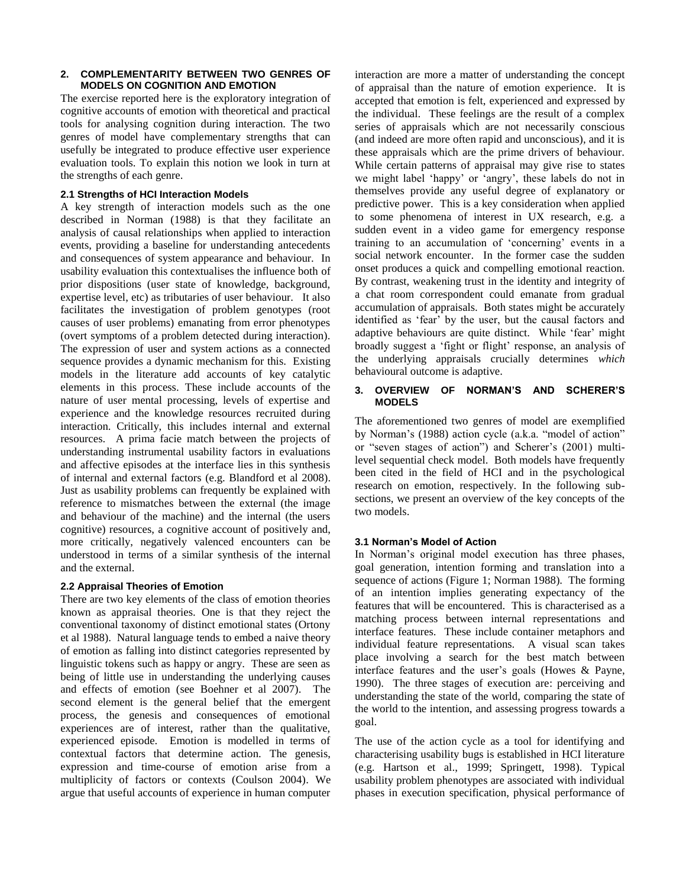## 2. COMPLEMENTARITY BETWEEN TWO GENRES OF MODELS ON COGNITION AND EMOTION

The exercise reported here is the exploratory integration of cognitive accounts of emotion with theoretical and practical tools for analysing cognition during interaction. The two genres of model have complementary strengths that can usefully be integrated to produce effective user experience evaluation tools. To explain this notion we look in turn at the strengths of each genre.

### 2.1 Strengths of HCI Interaction Models

A key strength of interaction models such as the one described in Norman (1988) is that they facilitate an analysis of causal relationships when applied to interaction events, providing a baseline for understanding antecedents and consequences of system appearance and behaviour. In usability evaluation this contextualises the influence both of prior dispositions (user state of knowledge, background, expertise level, etc) as tributaries of user behaviour. It also facilitates the investigation of problem genotypes (root causes of user problems) emanating from error phenotypes (overt symptoms of a problem detected during interaction). The expression of user and system actions as a connected sequence provides a dynamic mechanism for this. Existing models in the literature add accounts of key catalytic elements in this process. These include accounts of the nature of user mental processing, levels of expertise and experience and the knowledge resources recruited during interaction. Critically, this includes internal and external resources. A prima facie match between the projects of understanding instrumental usability factors in evaluations and affective episodes at the interface lies in this synthesis of internal and external factors (e.g. Blandford et al 2008). Just as usability problems can frequently be explained with reference to mismatches between the external (the image and behaviour of the machine) and the internal (the users cognitive) resources, a cognitive account of positively and, more critically, negatively valenced encounters can be understood in terms of a similar synthesis of the internal and the external.

### 2.2 Appraisal Theories of Emotion

There are two key elements of the class of emotion theories known as appraisal theories. One is that they reject the conventional taxonomy of distinct emotional states (Ortony et al 1988). Natural language tends to embed a naive theory of emotion as falling into distinct categories represented by linguistic tokens such as happy or angry. These are seen as being of little use in understanding the underlying causes and effects of emotion (see Boehner et al 2007). The second element is the general belief that the emergent process, the genesis and consequences of emotional experiences are of interest, rather than the qualitative, experienced episode. Emotion is modelled in terms of contextual factors that determine action. The genesis, expression and time-course of emotion arise from a multiplicity of factors or contexts (Coulson 2004). We argue that useful accounts of experience in human computer interaction are more a matter of understanding the concept of appraisal than the nature of emotion experience. It is accepted that emotion is felt, experienced and expressed by the individual. These feelings are the result of a complex series of appraisals which are not necessarily conscious (and indeed are more often rapid and unconscious), and it is these appraisals which are the prime drivers of behaviour. While certain patterns of appraisal may give rise to states we might label 'happy' or 'angry', these labels do not in themselves provide any useful degree of explanatory or predictive power. This is a key consideration when applied to some phenomena of interest in UX research, e.g. a sudden event in a video game for emergency response training to an accumulation of 'concerning' events in a social network encounter. In the former case the sudden onset produces a quick and compelling emotional reaction. By contrast, weakening trust in the identity and integrity of a chat room correspondent could emanate from gradual accumulation of appraisals. Both states might be accurately identified as 'fear' by the user, but the causal factors and adaptive behaviours are quite distinct. While 'fear' might broadly suggest a 'fight or flight' response, an analysis of the underlying appraisals crucially determines *which* behavioural outcome is adaptive.

## 3. OVERVIEW OF NORMAN'S AND SCHERER'S MODELS

The aforementioned two genres of model are exemplified by Norman's (1988) action cycle (a.k.a. "model of action" or "seven stages of action") and Scherer's (2001) multi-level sequential check model. Both models have frequently been cited in the field of HCI and in the psychological research on emotion, respectively. In the following sub-sections, we present an overview of the key concepts of the two models.

### 3.1 Norman's Model of Action

In Norman's original model execution has three phases, goal generation, intention forming and translation into a sequence of actions (Figure 1; Norman 1988). The forming of an intention implies generating expectancy of the features that will be encountered. This is characterised as a matching process between internal representations and interface features. These include container metaphors and individual feature representations. A visual scan takes place involving a search for the best match between interface features and the user's goals (Howes & Payne, 1990). The three stages of execution are: perceiving and understanding the state of the world, comparing the state of the world to the intention, and assessing progress towards a goal.

The use of the action cycle as a tool for identifying and characterising usability bugs is established in HCI literature (e.g. Hartson et al., 1999; Springett, 1998). Typical usability problem phenotypes are associated with individual phases in execution specification, physical performance of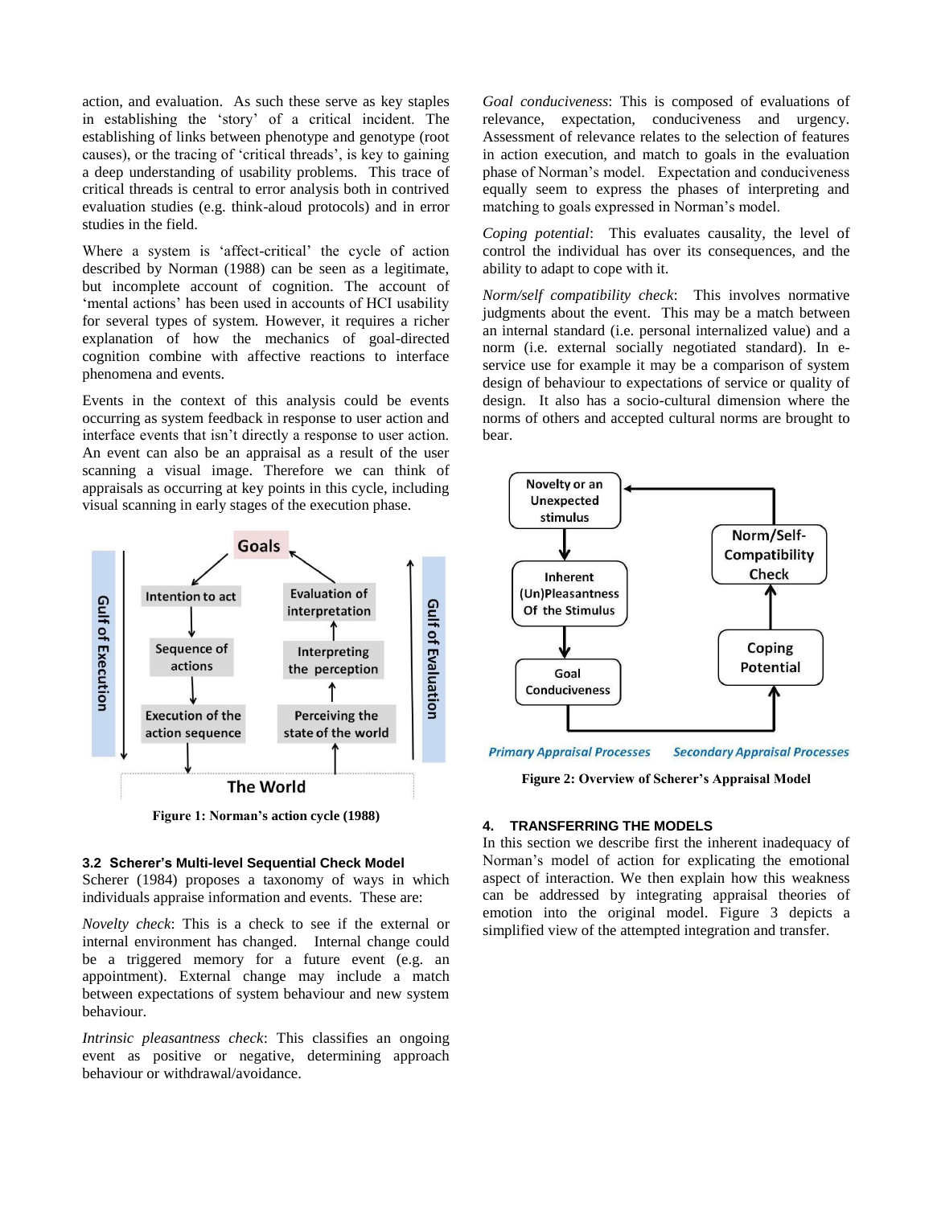action, and evaluation. As such these serve as key staples in establishing the 'story' of a critical incident. The establishing of links between phenotype and genotype (root causes), or the tracing of 'critical threads', is key to gaining a deep understanding of usability problems. This trace of critical threads is central to error analysis both in contrived evaluation studies (e.g. think-aloud protocols) and in error studies in the field.

Where a system is 'affect-critical' the cycle of action described by Norman (1988) can be seen as a legitimate, but incomplete account of cognition. The account of 'mental actions' has been used in accounts of HCI usability for several types of system. However, it requires a richer explanation of how the mechanics of goal-directed cognition combine with affective reactions to interface phenomena and events.

Events in the context of this analysis could be events occurring as system feedback in response to user action and interface events that isn't directly a response to user action. An event can also be an appraisal as a result of the user scanning a visual image. Therefore we can think of appraisals as occurring at key points in this cycle, including visual scanning in early stages of the execution phase.

Figure 1: Norman's action cycle (1988)

### 3.2 Scherer's Multi-level Sequential Check Model

Scherer (1984) proposes a taxonomy of ways in which individuals appraise information and events. These are:

*Novelty check*: This is a check to see if the external or internal environment has changed. Internal change could be a triggered memory for a future event (e.g. an appointment). External change may include a match between expectations of system behaviour and new system behaviour.

*Intrinsic pleasantness check*: This classifies an ongoing event as positive or negative, determining approach behaviour or withdrawal/avoidance.

*Goal conduciveness*: This is composed of evaluations of relevance, expectation, conduciveness and urgency. Assessment of relevance relates to the selection of features in action execution, and match to goals in the evaluation phase of Norman's model. Expectation and conduciveness equally seem to express the phases of interpreting and matching to goals expressed in Norman's model.

*Coping potential*: This evaluates causality, the level of control the individual has over its consequences, and the ability to adapt to cope with it.

*Norm/self compatibility check*: This involves normative judgments about the event. This may be a match between an internal standard (i.e. personal internalized value) and a norm (i.e. external socially negotiated standard). In e-service use for example it may be a comparison of system design of behaviour to expectations of service or quality of design. It also has a socio-cultural dimension where the norms of others and accepted cultural norms are brought to bear.

Figure 2: Overview of Scherer's Appraisal Model

## 4. TRANSFERRING THE MODELS

In this section we describe first the inherent inadequacy of Norman's model of action for explicating the emotional aspect of interaction. We then explain how this weakness can be addressed by integrating appraisal theories of emotion into the original model. Figure 3 depicts a simplified view of the attempted integration and transfer.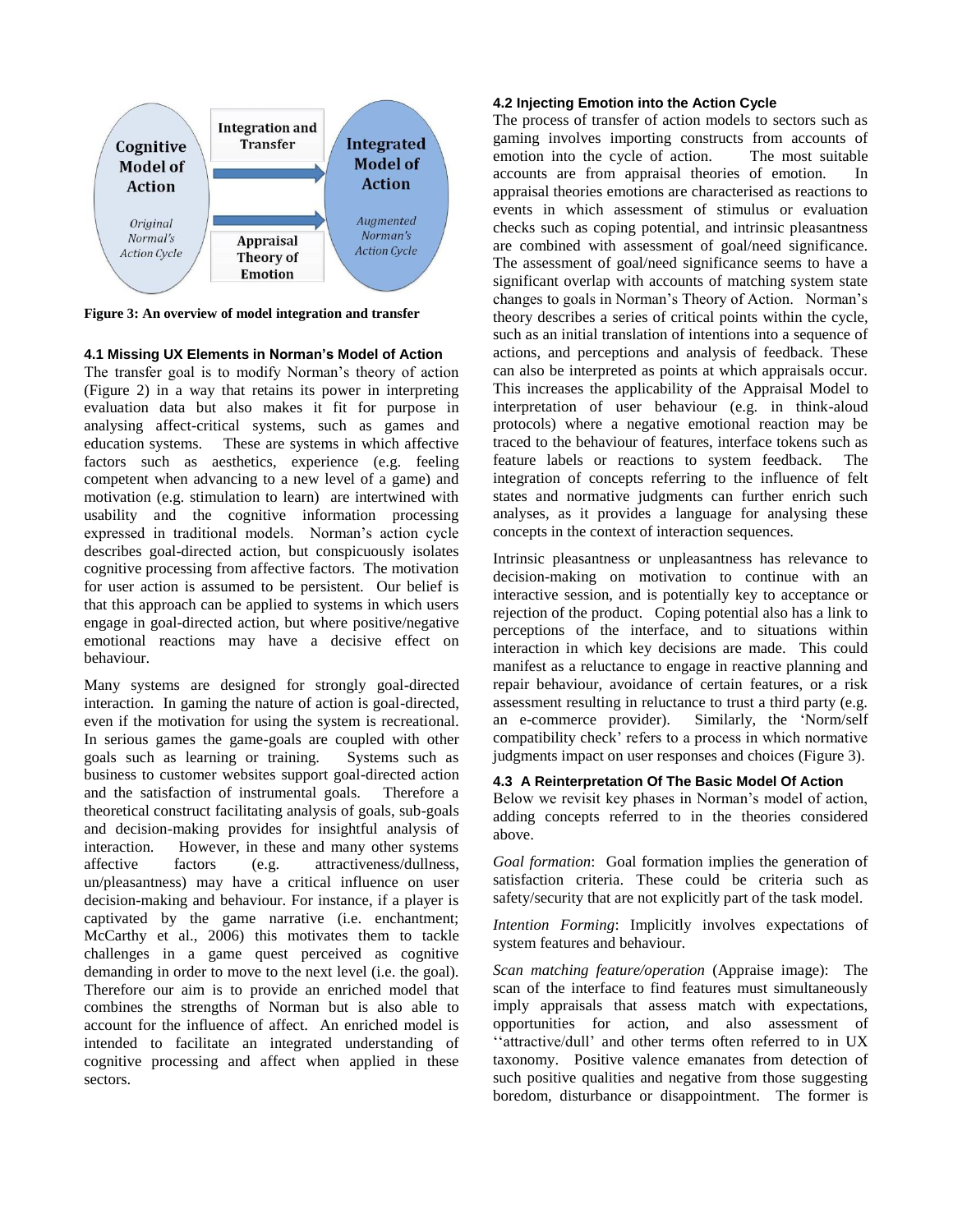Cognitive Model of Action

*Original Normal's Action Cycle*

Integration and Transfer

Appraisal Theory of Emotion

Integrated Model of Action

*Augmented Norman's Action Cycle*

**Figure 3: An overview of model integration and transfer**

### 4.1 Missing UX Elements in Norman's Model of Action

The transfer goal is to modify Norman's theory of action (Figure 2) in a way that retains its power in interpreting evaluation data but also makes it fit for purpose in analysing affect-critical systems, such as games and education systems. These are systems in which affective factors such as aesthetics, experience (e.g. feeling competent when advancing to a new level of a game) and motivation (e.g. stimulation to learn) are intertwined with usability and the cognitive information processing expressed in traditional models. Norman's action cycle describes goal-directed action, but conspicuously isolates cognitive processing from affective factors. The motivation for user action is assumed to be persistent. Our belief is that this approach can be applied to systems in which users engage in goal-directed action, but where positive/negative emotional reactions may have a decisive effect on behaviour.

Many systems are designed for strongly goal-directed interaction. In gaming the nature of action is goal-directed, even if the motivation for using the system is recreational. In serious games the game-goals are coupled with other goals such as learning or training. Systems such as business to customer websites support goal-directed action and the satisfaction of instrumental goals. Therefore a theoretical construct facilitating analysis of goals, sub-goals and decision-making provides for insightful analysis of interaction. However, in these and many other systems affective factors (e.g. attractiveness/dullness, un/pleasantness) may have a critical influence on user decision-making and behaviour. For instance, if a player is captivated by the game narrative (i.e. enchantment; McCarthy et al., 2006) this motivates them to tackle challenges in a game quest perceived as cognitive demanding in order to move to the next level (i.e. the goal). Therefore our aim is to provide an enriched model that combines the strengths of Norman but is also able to account for the influence of affect. An enriched model is intended to facilitate an integrated understanding of cognitive processing and affect when applied in these sectors.

### 4.2 Injecting Emotion into the Action Cycle

The process of transfer of action models to sectors such as gaming involves importing constructs from accounts of emotion into the cycle of action. The most suitable accounts are from appraisal theories of emotion. In appraisal theories emotions are characterised as reactions to events in which assessment of stimulus or evaluation checks such as coping potential, and intrinsic pleasantness are combined with assessment of goal/need significance. The assessment of goal/need significance seems to have a significant overlap with accounts of matching system state changes to goals in Norman's Theory of Action. Norman's theory describes a series of critical points within the cycle, such as an initial translation of intentions into a sequence of actions, and perceptions and analysis of feedback. These can also be interpreted as points at which appraisals occur. This increases the applicability of the Appraisal Model to interpretation of user behaviour (e.g. in think-aloud protocols) where a negative emotional reaction may be traced to the behaviour of features, interface tokens such as feature labels or reactions to system feedback. The integration of concepts referring to the influence of felt states and normative judgments can further enrich such analyses, as it provides a language for analysing these concepts in the context of interaction sequences.

Intrinsic pleasantness or unpleasantness has relevance to decision-making on motivation to continue with an interactive session, and is potentially key to acceptance or rejection of the product. Coping potential also has a link to perceptions of the interface, and to situations within interaction in which key decisions are made. This could manifest as a reluctance to engage in reactive planning and repair behaviour, avoidance of certain features, or a risk assessment resulting in reluctance to trust a third party (e.g. an e-commerce provider). Similarly, the 'Norm/self compatibility check' refers to a process in which normative judgments impact on user responses and choices (Figure 3).

### 4.3 A Reinterpretation Of The Basic Model Of Action

Below we revisit key phases in Norman's model of action, adding concepts referred to in the theories considered above.

*Goal formation*: Goal formation implies the generation of satisfaction criteria. These could be criteria such as safety/security that are not explicitly part of the task model.

*Intention Forming*: Implicitly involves expectations of system features and behaviour.

*Scan matching feature/operation* (Appraise image): The scan of the interface to find features must simultaneously imply appraisals that assess match with expectations, opportunities for action, and also assessment of ''attractive/dull' and other terms often referred to in UX taxonomy. Positive valence emanates from detection of such positive qualities and negative from those suggesting boredom, disturbance or disappointment. The former is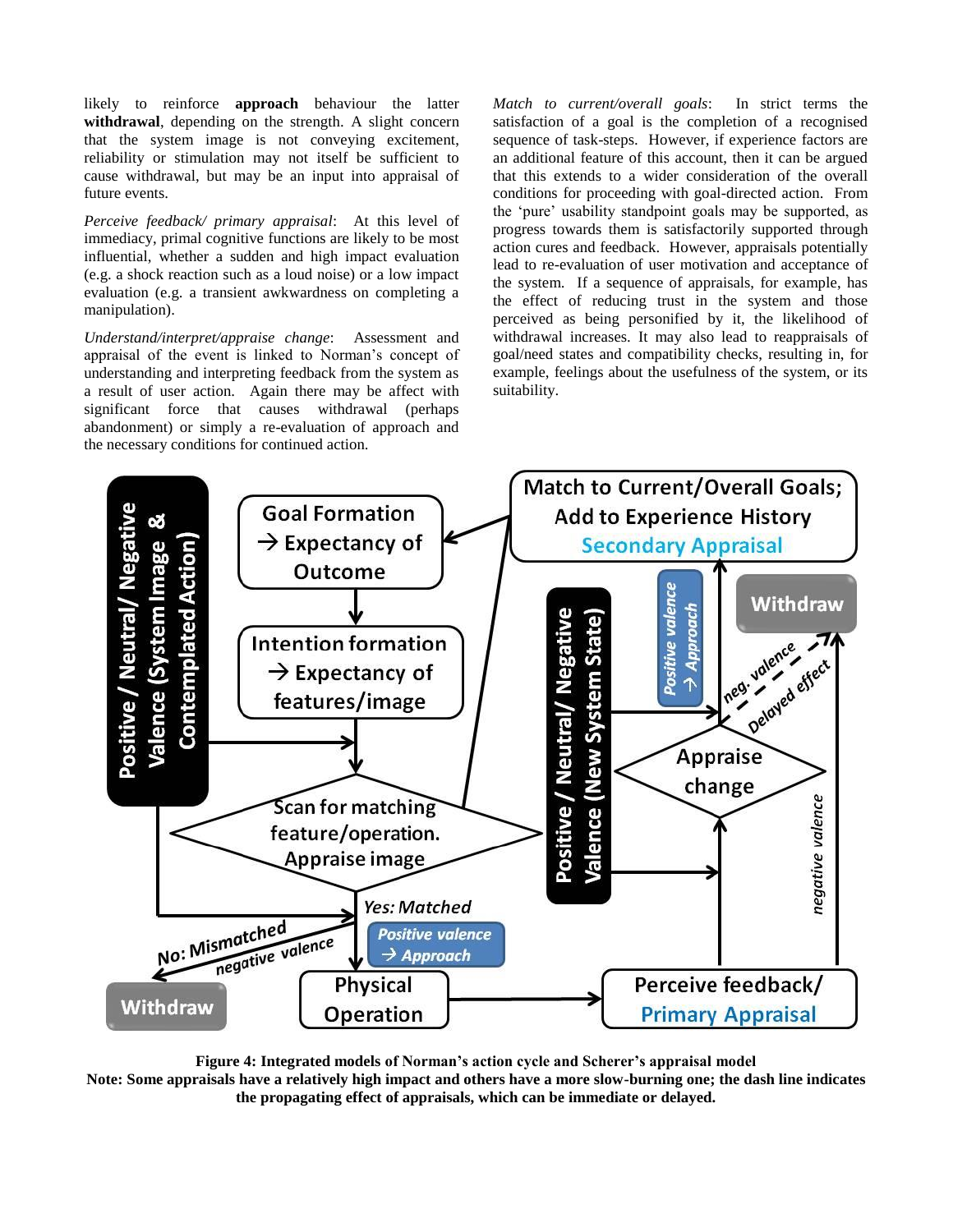likely to reinforce **approach** behaviour the latter **withdrawal**, depending on the strength. A slight concern that the system image is not conveying excitement, reliability or stimulation may not itself be sufficient to cause withdrawal, but may be an input into appraisal of future events.

*Perceive feedback/ primary appraisal*: At this level of immediacy, primal cognitive functions are likely to be most influential, whether a sudden and high impact evaluation (e.g. a shock reaction such as a loud noise) or a low impact evaluation (e.g. a transient awkwardness on completing a manipulation).

*Understand/interpret/appraise change*: Assessment and appraisal of the event is linked to Norman's concept of understanding and interpreting feedback from the system as a result of user action. Again there may be affect with significant force that causes withdrawal (perhaps abandonment) or simply a re-evaluation of approach and the necessary conditions for continued action.

*Match to current/overall goals*: In strict terms the satisfaction of a goal is the completion of a recognised sequence of task-steps. However, if experience factors are an additional feature of this account, then it can be argued that this extends to a wider consideration of the overall conditions for proceeding with goal-directed action. From the 'pure' usability standpoint goals may be supported, as progress towards them is satisfactorily supported through action cures and feedback. However, appraisals potentially lead to re-evaluation of user motivation and acceptance of the system. If a sequence of appraisals, for example, has the effect of reducing trust in the system and those perceived as being personified by it, the likelihood of withdrawal increases. It may also lead to reappraisals of goal/need states and compatibility checks, resulting in, for example, feelings about the usefulness of the system, or its suitability.

**Figure 4: Integrated models of Norman's action cycle and Scherer's appraisal model**
**Note: Some appraisals have a relatively high impact and others have a more slow-burning one; the dash line indicates the propagating effect of appraisals, which can be immediate or delayed.**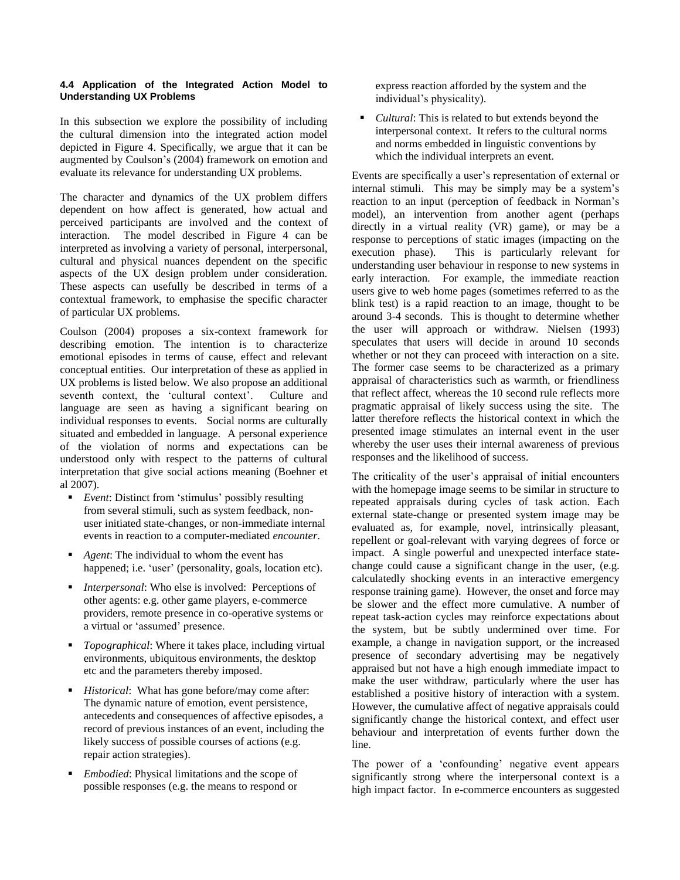#### 4.4 Application of the Integrated Action Model to Understanding UX Problems

In this subsection we explore the possibility of including the cultural dimension into the integrated action model depicted in Figure 4. Specifically, we argue that it can be augmented by Coulson's (2004) framework on emotion and evaluate its relevance for understanding UX problems.

The character and dynamics of the UX problem differs dependent on how affect is generated, how actual and perceived participants are involved and the context of interaction. The model described in Figure 4 can be interpreted as involving a variety of personal, interpersonal, cultural and physical nuances dependent on the specific aspects of the UX design problem under consideration. These aspects can usefully be described in terms of a contextual framework, to emphasise the specific character of particular UX problems.

Coulson (2004) proposes a six-context framework for describing emotion. The intention is to characterize emotional episodes in terms of cause, effect and relevant conceptual entities. Our interpretation of these as applied in UX problems is listed below. We also propose an additional seventh context, the 'cultural context'. Culture and language are seen as having a significant bearing on individual responses to events. Social norms are culturally situated and embedded in language. A personal experience of the violation of norms and expectations can be understood only with respect to the patterns of cultural interpretation that give social actions meaning (Boehner et al 2007).

- *Event*: Distinct from 'stimulus' possibly resulting from several stimuli, such as system feedback, non-user initiated state-changes, or non-immediate internal events in reaction to a computer-mediated *encounter*.
- *Agent*: The individual to whom the event has happened; i.e. 'user' (personality, goals, location etc).
- *Interpersonal*: Who else is involved: Perceptions of other agents: e.g. other game players, e-commerce providers, remote presence in co-operative systems or a virtual or 'assumed' presence.
- *Topographical*: Where it takes place, including virtual environments, ubiquitous environments, the desktop etc and the parameters thereby imposed.
- *Historical*: What has gone before/may come after: The dynamic nature of emotion, event persistence, antecedents and consequences of affective episodes, a record of previous instances of an event, including the likely success of possible courses of actions (e.g. repair action strategies).
- *Embodied*: Physical limitations and the scope of possible responses (e.g. the means to respond or express reaction afforded by the system and the individual's physicality).
- *Cultural*: This is related to but extends beyond the interpersonal context. It refers to the cultural norms and norms embedded in linguistic conventions by which the individual interprets an event.

Events are specifically a user's representation of external or internal stimuli. This may be simply may be a system's reaction to an input (perception of feedback in Norman's model), an intervention from another agent (perhaps directly in a virtual reality (VR) game), or may be a response to perceptions of static images (impacting on the execution phase). This is particularly relevant for understanding user behaviour in response to new systems in early interaction. For example, the immediate reaction users give to web home pages (sometimes referred to as the blink test) is a rapid reaction to an image, thought to be around 3-4 seconds. This is thought to determine whether the user will approach or withdraw. Nielsen (1993) speculates that users will decide in around 10 seconds whether or not they can proceed with interaction on a site. The former case seems to be characterized as a primary appraisal of characteristics such as warmth, or friendliness that reflect affect, whereas the 10 second rule reflects more pragmatic appraisal of likely success using the site. The latter therefore reflects the historical context in which the presented image stimulates an internal event in the user whereby the user uses their internal awareness of previous responses and the likelihood of success.

The criticality of the user's appraisal of initial encounters with the homepage image seems to be similar in structure to repeated appraisals during cycles of task action. Each external state-change or presented system image may be evaluated as, for example, novel, intrinsically pleasant, repellent or goal-relevant with varying degrees of force or impact. A single powerful and unexpected interface state-change could cause a significant change in the user, (e.g. calculatedly shocking events in an interactive emergency response training game). However, the onset and force may be slower and the effect more cumulative. A number of repeat task-action cycles may reinforce expectations about the system, but be subtly undermined over time. For example, a change in navigation support, or the increased presence of secondary advertising may be negatively appraised but not have a high enough immediate impact to make the user withdraw, particularly where the user has established a positive history of interaction with a system. However, the cumulative affect of negative appraisals could significantly change the historical context, and effect user behaviour and interpretation of events further down the line.

The power of a 'confounding' negative event appears significantly strong where the interpersonal context is a high impact factor. In e-commerce encounters as suggested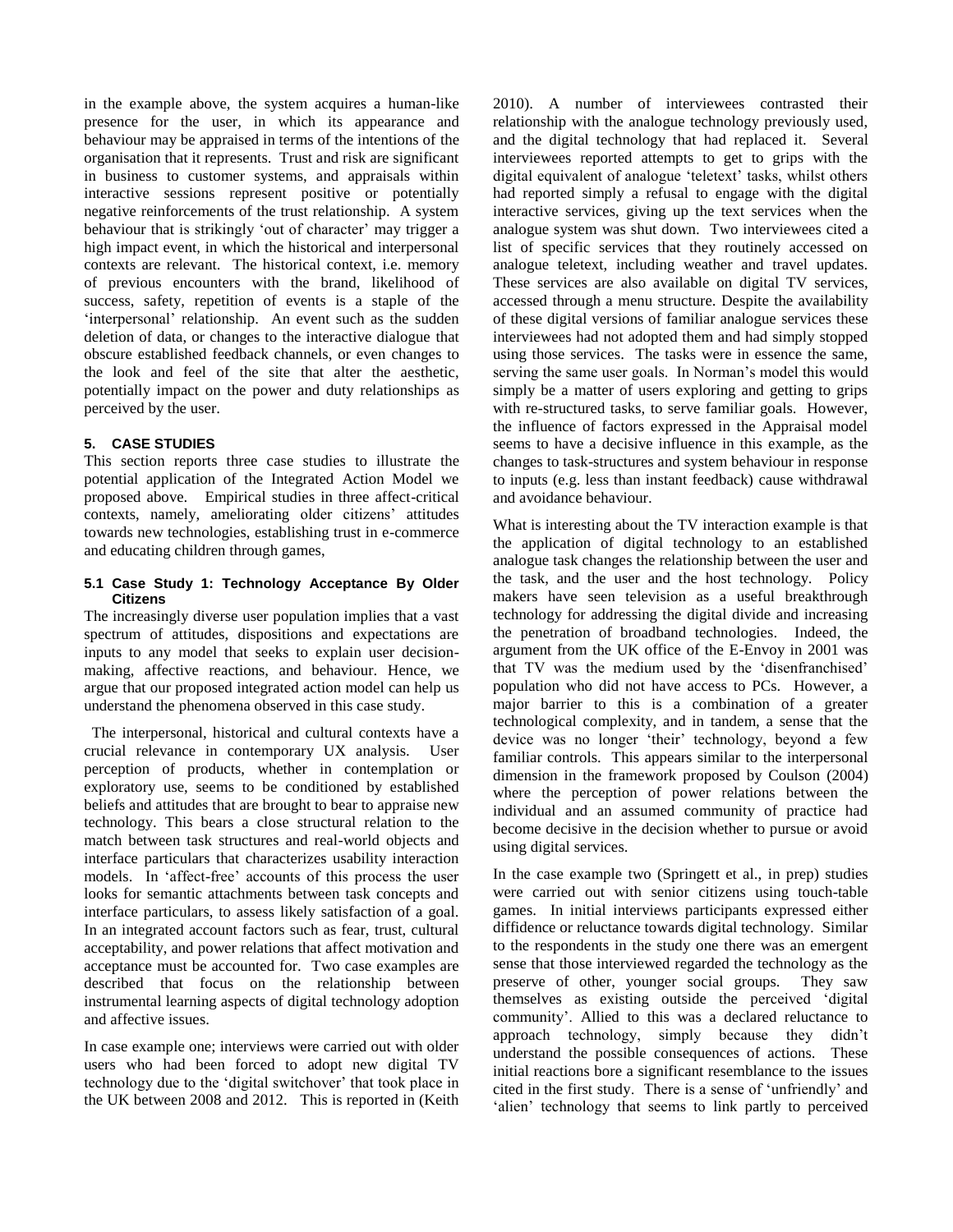in the example above, the system acquires a human-like presence for the user, in which its appearance and behaviour may be appraised in terms of the intentions of the organisation that it represents. Trust and risk are significant in business to customer systems, and appraisals within interactive sessions represent positive or potentially negative reinforcements of the trust relationship. A system behaviour that is strikingly 'out of character' may trigger a high impact event, in which the historical and interpersonal contexts are relevant. The historical context, i.e. memory of previous encounters with the brand, likelihood of success, safety, repetition of events is a staple of the 'interpersonal' relationship. An event such as the sudden deletion of data, or changes to the interactive dialogue that obscure established feedback channels, or even changes to the look and feel of the site that alter the aesthetic, potentially impact on the power and duty relationships as perceived by the user.

## 5. CASE STUDIES

This section reports three case studies to illustrate the potential application of the Integrated Action Model we proposed above. Empirical studies in three affect-critical contexts, namely, ameliorating older citizens' attitudes towards new technologies, establishing trust in e-commerce and educating children through games,

### 5.1 Case Study 1: Technology Acceptance By Older Citizens

The increasingly diverse user population implies that a vast spectrum of attitudes, dispositions and expectations are inputs to any model that seeks to explain user decision-making, affective reactions, and behaviour. Hence, we argue that our proposed integrated action model can help us understand the phenomena observed in this case study.

The interpersonal, historical and cultural contexts have a crucial relevance in contemporary UX analysis. User perception of products, whether in contemplation or exploratory use, seems to be conditioned by established beliefs and attitudes that are brought to bear to appraise new technology. This bears a close structural relation to the match between task structures and real-world objects and interface particulars that characterizes usability interaction models. In 'affect-free' accounts of this process the user looks for semantic attachments between task concepts and interface particulars, to assess likely satisfaction of a goal. In an integrated account factors such as fear, trust, cultural acceptability, and power relations that affect motivation and acceptance must be accounted for. Two case examples are described that focus on the relationship between instrumental learning aspects of digital technology adoption and affective issues.

In case example one; interviews were carried out with older users who had been forced to adopt new digital TV technology due to the 'digital switchover' that took place in the UK between 2008 and 2012. This is reported in (Keith 2010). A number of interviewees contrasted their relationship with the analogue technology previously used, and the digital technology that had replaced it. Several interviewees reported attempts to get to grips with the digital equivalent of analogue 'teletext' tasks, whilst others had reported simply a refusal to engage with the digital interactive services, giving up the text services when the analogue system was shut down. Two interviewees cited a list of specific services that they routinely accessed on analogue teletext, including weather and travel updates. These services are also available on digital TV services, accessed through a menu structure. Despite the availability of these digital versions of familiar analogue services these interviewees had not adopted them and had simply stopped using those services. The tasks were in essence the same, serving the same user goals. In Norman's model this would simply be a matter of users exploring and getting to grips with re-structured tasks, to serve familiar goals. However, the influence of factors expressed in the Appraisal model seems to have a decisive influence in this example, as the changes to task-structures and system behaviour in response to inputs (e.g. less than instant feedback) cause withdrawal and avoidance behaviour.

What is interesting about the TV interaction example is that the application of digital technology to an established analogue task changes the relationship between the user and the task, and the user and the host technology. Policy makers have seen television as a useful breakthrough technology for addressing the digital divide and increasing the penetration of broadband technologies. Indeed, the argument from the UK office of the E-Envoy in 2001 was that TV was the medium used by the 'disenfranchised' population who did not have access to PCs. However, a major barrier to this is a combination of a greater technological complexity, and in tandem, a sense that the device was no longer 'their' technology, beyond a few familiar controls. This appears similar to the interpersonal dimension in the framework proposed by Coulson (2004) where the perception of power relations between the individual and an assumed community of practice had become decisive in the decision whether to pursue or avoid using digital services.

In the case example two (Springett et al., in prep) studies were carried out with senior citizens using touch-table games. In initial interviews participants expressed either diffidence or reluctance towards digital technology. Similar to the respondents in the study one there was an emergent sense that those interviewed regarded the technology as the preserve of other, younger social groups. They saw themselves as existing outside the perceived 'digital community'. Allied to this was a declared reluctance to approach technology, simply because they didn't understand the possible consequences of actions. These initial reactions bore a significant resemblance to the issues cited in the first study. There is a sense of 'unfriendly' and 'alien' technology that seems to link partly to perceived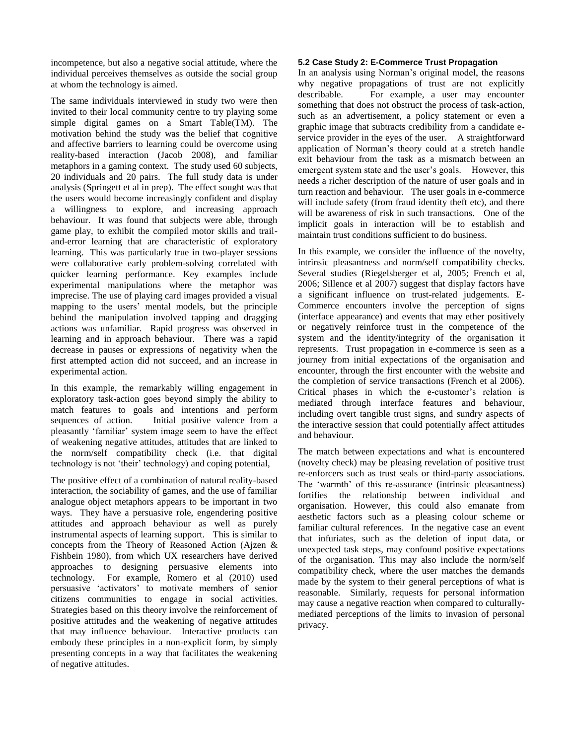incompetence, but also a negative social attitude, where the individual perceives themselves as outside the social group at whom the technology is aimed.

The same individuals interviewed in study two were then invited to their local community centre to try playing some simple digital games on a Smart Table(TM). The motivation behind the study was the belief that cognitive and affective barriers to learning could be overcome using reality-based interaction (Jacob 2008), and familiar metaphors in a gaming context. The study used 60 subjects, 20 individuals and 20 pairs. The full study data is under analysis (Springett et al in prep). The effect sought was that the users would become increasingly confident and display a willingness to explore, and increasing approach behaviour. It was found that subjects were able, through game play, to exhibit the compiled motor skills and trail-and-error learning that are characteristic of exploratory learning. This was particularly true in two-player sessions were collaborative early problem-solving correlated with quicker learning performance. Key examples include experimental manipulations where the metaphor was imprecise. The use of playing card images provided a visual mapping to the users' mental models, but the principle behind the manipulation involved tapping and dragging actions was unfamiliar. Rapid progress was observed in learning and in approach behaviour. There was a rapid decrease in pauses or expressions of negativity when the first attempted action did not succeed, and an increase in experimental action.

In this example, the remarkably willing engagement in exploratory task-action goes beyond simply the ability to match features to goals and intentions and perform sequences of action. Initial positive valence from a pleasantly 'familiar' system image seem to have the effect of weakening negative attitudes, attitudes that are linked to the norm/self compatibility check (i.e. that digital technology is not 'their' technology) and coping potential,

The positive effect of a combination of natural reality-based interaction, the sociability of games, and the use of familiar analogue object metaphors appears to be important in two ways. They have a persuasive role, engendering positive attitudes and approach behaviour as well as purely instrumental aspects of learning support. This is similar to concepts from the Theory of Reasoned Action (Ajzen & Fishbein 1980), from which UX researchers have derived approaches to designing persuasive elements into technology. For example, Romero et al (2010) used persuasive 'activators' to motivate members of senior citizens communities to engage in social activities. Strategies based on this theory involve the reinforcement of positive attitudes and the weakening of negative attitudes that may influence behaviour. Interactive products can embody these principles in a non-explicit form, by simply presenting concepts in a way that facilitates the weakening of negative attitudes.

### 5.2 Case Study 2: E-Commerce Trust Propagation

In an analysis using Norman's original model, the reasons why negative propagations of trust are not explicitly describable. For example, a user may encounter something that does not obstruct the process of task-action, such as an advertisement, a policy statement or even a graphic image that subtracts credibility from a candidate e-service provider in the eyes of the user. A straightforward application of Norman's theory could at a stretch handle exit behaviour from the task as a mismatch between an emergent system state and the user's goals. However, this needs a richer description of the nature of user goals and in turn reaction and behaviour. The user goals in e-commerce will include safety (from fraud identity theft etc), and there will be awareness of risk in such transactions. One of the implicit goals in interaction will be to establish and maintain trust conditions sufficient to do business.

In this example, we consider the influence of the novelty, intrinsic pleasantness and norm/self compatibility checks. Several studies (Riegelsberger et al, 2005; French et al, 2006; Sillence et al 2007) suggest that display factors have a significant influence on trust-related judgements. E-Commerce encounters involve the perception of signs (interface appearance) and events that may ether positively or negatively reinforce trust in the competence of the system and the identity/integrity of the organisation it represents. Trust propagation in e-commerce is seen as a journey from initial expectations of the organisation and encounter, through the first encounter with the website and the completion of service transactions (French et al 2006). Critical phases in which the e-customer's relation is mediated through interface features and behaviour, including overt tangible trust signs, and sundry aspects of the interactive session that could potentially affect attitudes and behaviour.

The match between expectations and what is encountered (novelty check) may be pleasing revelation of positive trust re-enforcers such as trust seals or third-party associations. The 'warmth' of this re-assurance (intrinsic pleasantness) fortifies the relationship between individual and organisation. However, this could also emanate from aesthetic factors such as a pleasing colour scheme or familiar cultural references. In the negative case an event that infuriates, such as the deletion of input data, or unexpected task steps, may confound positive expectations of the organisation. This may also include the norm/self compatibility check, where the user matches the demands made by the system to their general perceptions of what is reasonable. Similarly, requests for personal information may cause a negative reaction when compared to culturally-mediated perceptions of the limits to invasion of personal privacy.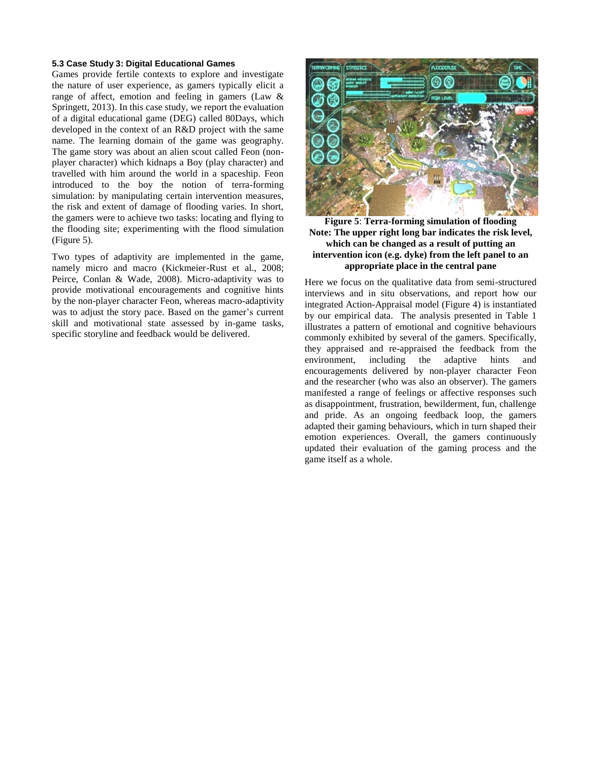### 5.3 Case Study 3: Digital Educational Games

Games provide fertile contexts to explore and investigate the nature of user experience, as gamers typically elicit a range of affect, emotion and feeling in gamers (Law & Springett, 2013). In this case study, we report the evaluation of a digital educational game (DEG) called 80Days, which developed in the context of an R&D project with the same name. The learning domain of the game was geography. The game story was about an alien scout called Feon (non-player character) which kidnaps a Boy (play character) and travelled with him around the world in a spaceship. Feon introduced to the boy the notion of terra-forming simulation: by manipulating certain intervention measures, the risk and extent of damage of flooding varies. In short, the gamers were to achieve two tasks: locating and flying to the flooding site; experimenting with the flood simulation (Figure 5).

Two types of adaptivity are implemented in the game, namely micro and macro (Kickmeier-Rust et al., 2008; Peirce, Conlan & Wade, 2008). Micro-adaptivity was to provide motivational encouragements and cognitive hints by the non-player character Feon, whereas macro-adaptivity was to adjust the story pace. Based on the gamer's current skill and motivational state assessed by in-game tasks, specific storyline and feedback would be delivered.

**Figure 5**: **Terra-forming simulation of flooding**
**Note: The upper right long bar indicates the risk level, which can be changed as a result of putting an intervention icon (e.g. dyke) from the left panel to an appropriate place in the central pane**

Here we focus on the qualitative data from semi-structured interviews and in situ observations, and report how our integrated Action-Appraisal model (Figure 4) is instantiated by our empirical data. The analysis presented in Table 1 illustrates a pattern of emotional and cognitive behaviours commonly exhibited by several of the gamers. Specifically, they appraised and re-appraised the feedback from the environment, including the adaptive hints and encouragements delivered by non-player character Feon and the researcher (who was also an observer). The gamers manifested a range of feelings or affective responses such as disappointment, frustration, bewilderment, fun, challenge and pride. As an ongoing feedback loop, the gamers adapted their gaming behaviours, which in turn shaped their emotion experiences. Overall, the gamers continuously updated their evaluation of the gaming process and the game itself as a whole.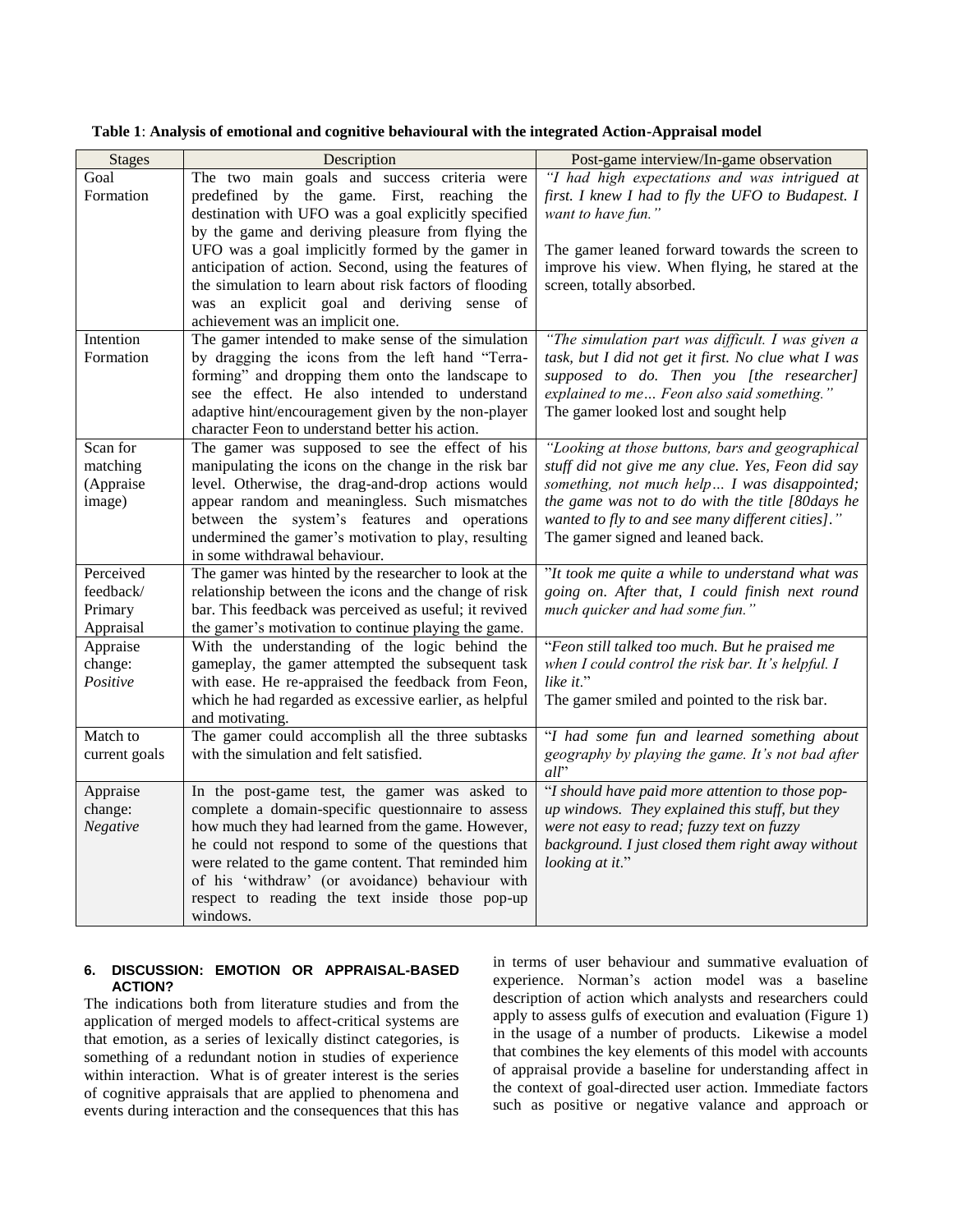**Table 1**: **Analysis of emotional and cognitive behavioural with the integrated Action-Appraisal model**

| Stages | Description | Post-game interview/In-game observation |
|---|---|---|
| Goal Formation | The two main goals and success criteria were predefined by the game. First, reaching the destination with UFO was a goal explicitly specified by the game and deriving pleasure from flying the UFO was a goal implicitly formed by the gamer in anticipation of action. Second, using the features of the simulation to learn about risk factors of flooding was an explicit goal and deriving sense of achievement was an implicit one. | *"I had high expectations and was intrigued at first. I knew I had to fly the UFO to Budapest. I want to have fun."* The gamer leaned forward towards the screen to improve his view. When flying, he stared at the screen, totally absorbed. |
| Intention Formation | The gamer intended to make sense of the simulation by dragging the icons from the left hand "Terra-forming" and dropping them onto the landscape to see the effect. He also intended to understand adaptive hint/encouragement given by the non-player character Feon to understand better his action. | *"The simulation part was difficult. I was given a task, but I did not get it first. No clue what I was supposed to do. Then you [the researcher] explained to me… Feon also said something."* The gamer looked lost and sought help |
| Scan for matching (Appraise image) | The gamer was supposed to see the effect of his manipulating the icons on the change in the risk bar level. Otherwise, the drag-and-drop actions would appear random and meaningless. Such mismatches between the system's features and operations undermined the gamer's motivation to play, resulting in some withdrawal behaviour. | *"Looking at those buttons, bars and geographical stuff did not give me any clue. Yes, Feon did say something, not much help… I was disappointed; the game was not to do with the title [80days he wanted to fly to and see many different cities]."* The gamer signed and leaned back. |
| Perceived feedback/ Primary Appraisal | The gamer was hinted by the researcher to look at the relationship between the icons and the change of risk bar. This feedback was perceived as useful; it revived the gamer's motivation to continue playing the game. | *"It took me quite a while to understand what was going on. After that, I could finish next round much quicker and had some fun."* |
| Appraise change: *Positive* | With the understanding of the logic behind the gameplay, the gamer attempted the subsequent task with ease. He re-appraised the feedback from Feon, which he had regarded as excessive earlier, as helpful and motivating. | "*Feon still talked too much. But he praised me when I could control the risk bar. It's helpful. I like it*." The gamer smiled and pointed to the risk bar. |
| Match to current goals | The gamer could accomplish all the three subtasks with the simulation and felt satisfied. | "*I had some fun and learned something about geography by playing the game. It's not bad after all*" |
| Appraise change: *Negative* | In the post-game test, the gamer was asked to complete a domain-specific questionnaire to assess how much they had learned from the game. However, he could not respond to some of the questions that were related to the game content. That reminded him of his 'withdraw' (or avoidance) behaviour with respect to reading the text inside those pop-up windows. | "*I should have paid more attention to those pop-up windows. They explained this stuff, but they were not easy to read; fuzzy text on fuzzy background. I just closed them right away without looking at it*." |

## 6. DISCUSSION: EMOTION OR APPRAISAL-BASED ACTION?

The indications both from literature studies and from the application of merged models to affect-critical systems are that emotion, as a series of lexically distinct categories, is something of a redundant notion in studies of experience within interaction. What is of greater interest is the series of cognitive appraisals that are applied to phenomena and events during interaction and the consequences that this has in terms of user behaviour and summative evaluation of experience. Norman's action model was a baseline description of action which analysts and researchers could apply to assess gulfs of execution and evaluation (Figure 1) in the usage of a number of products. Likewise a model that combines the key elements of this model with accounts of appraisal provide a baseline for understanding affect in the context of goal-directed user action. Immediate factors such as positive or negative valance and approach or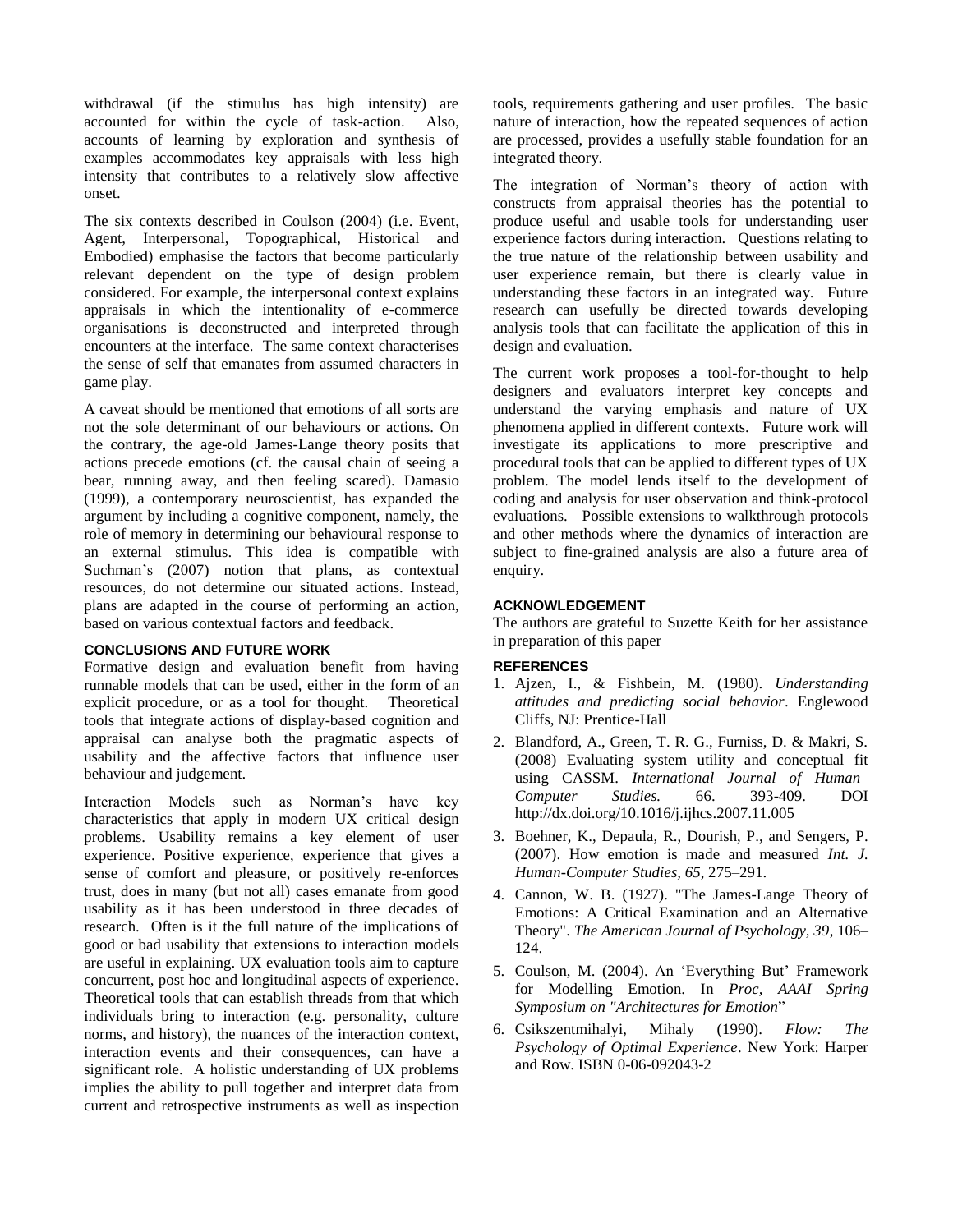withdrawal (if the stimulus has high intensity) are accounted for within the cycle of task-action. Also, accounts of learning by exploration and synthesis of examples accommodates key appraisals with less high intensity that contributes to a relatively slow affective onset.

The six contexts described in Coulson (2004) (i.e. Event, Agent, Interpersonal, Topographical, Historical and Embodied) emphasise the factors that become particularly relevant dependent on the type of design problem considered. For example, the interpersonal context explains appraisals in which the intentionality of e-commerce organisations is deconstructed and interpreted through encounters at the interface. The same context characterises the sense of self that emanates from assumed characters in game play.

A caveat should be mentioned that emotions of all sorts are not the sole determinant of our behaviours or actions. On the contrary, the age-old James-Lange theory posits that actions precede emotions (cf. the causal chain of seeing a bear, running away, and then feeling scared). Damasio (1999), a contemporary neuroscientist, has expanded the argument by including a cognitive component, namely, the role of memory in determining our behavioural response to an external stimulus. This idea is compatible with Suchman's (2007) notion that plans, as contextual resources, do not determine our situated actions. Instead, plans are adapted in the course of performing an action, based on various contextual factors and feedback.

## CONCLUSIONS AND FUTURE WORK

Formative design and evaluation benefit from having runnable models that can be used, either in the form of an explicit procedure, or as a tool for thought. Theoretical tools that integrate actions of display-based cognition and appraisal can analyse both the pragmatic aspects of usability and the affective factors that influence user behaviour and judgement.

Interaction Models such as Norman's have key characteristics that apply in modern UX critical design problems. Usability remains a key element of user experience. Positive experience, experience that gives a sense of comfort and pleasure, or positively re-enforces trust, does in many (but not all) cases emanate from good usability as it has been understood in three decades of research. Often is it the full nature of the implications of good or bad usability that extensions to interaction models are useful in explaining. UX evaluation tools aim to capture concurrent, post hoc and longitudinal aspects of experience. Theoretical tools that can establish threads from that which individuals bring to interaction (e.g. personality, culture norms, and history), the nuances of the interaction context, interaction events and their consequences, can have a significant role. A holistic understanding of UX problems implies the ability to pull together and interpret data from current and retrospective instruments as well as inspection tools, requirements gathering and user profiles. The basic nature of interaction, how the repeated sequences of action are processed, provides a usefully stable foundation for an integrated theory.

The integration of Norman's theory of action with constructs from appraisal theories has the potential to produce useful and usable tools for understanding user experience factors during interaction. Questions relating to the true nature of the relationship between usability and user experience remain, but there is clearly value in understanding these factors in an integrated way. Future research can usefully be directed towards developing analysis tools that can facilitate the application of this in design and evaluation.

The current work proposes a tool-for-thought to help designers and evaluators interpret key concepts and understand the varying emphasis and nature of UX phenomena applied in different contexts. Future work will investigate its applications to more prescriptive and procedural tools that can be applied to different types of UX problem. The model lends itself to the development of coding and analysis for user observation and think-protocol evaluations. Possible extensions to walkthrough protocols and other methods where the dynamics of interaction are subject to fine-grained analysis are also a future area of enquiry.

## ACKNOWLEDGEMENT

The authors are grateful to Suzette Keith for her assistance in preparation of this paper

## REFERENCES

1. Ajzen, I., & Fishbein, M. (1980). *Understanding attitudes and predicting social behavior*. Englewood Cliffs, NJ: Prentice-Hall
2. Blandford, A., Green, T. R. G., Furniss, D. & Makri, S. (2008) Evaluating system utility and conceptual fit using CASSM. *International Journal of Human–Computer Studies.* 66. 393-409. DOI http://dx.doi.org/10.1016/j.ijhcs.2007.11.005
3. Boehner, K., Depaula, R., Dourish, P., and Sengers, P. (2007). How emotion is made and measured *Int. J. Human-Computer Studies, 65*, 275–291.
4. Cannon, W. B. (1927). "The James-Lange Theory of Emotions: A Critical Examination and an Alternative Theory". *The American Journal of Psychology, 39*, 106–124.
5. Coulson, M. (2004). An 'Everything But' Framework for Modelling Emotion. In *Proc, AAAI Spring Symposium on "Architectures for Emotion*"
6. Csikszentmihalyi, Mihaly (1990). *Flow: The Psychology of Optimal Experience*. New York: Harper and Row. ISBN 0-06-092043-2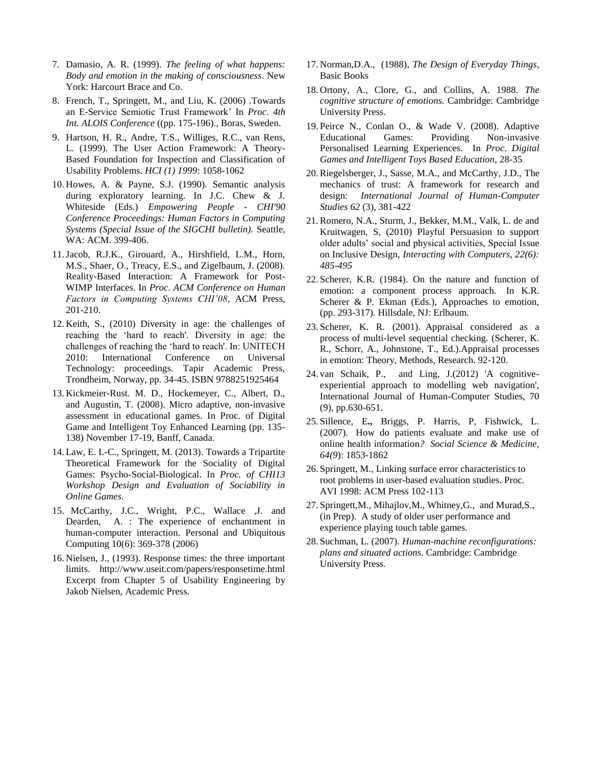7. Damasio, A. R. (1999). *The feeling of what happens: Body and emotion in the making of consciousness*. New York: Harcourt Brace and Co.

8. French, T., Springett, M., and Liu, K. (2006) .Towards an E-Service Semiotic Trust Framework' In *Proc. 4th Int. ALOIS Conference* ((pp. 175-196)., Boras, Sweden.

9. Hartson, H. R., Andre, T.S., Williges, R.C., van Rens, L. (1999). The User Action Framework: A Theory-Based Foundation for Inspection and Classification of Usability Problems. *HCI (1) 1999*: 1058-1062

10. Howes, A. & Payne, S.J. (1990). Semantic analysis during exploratory learning. In J.C. Chew & J. Whiteside (Eds.) *Empowering People - CHI'90 Conference Proceedings: Human Factors in Computing Systems (Special Issue of the SIGCHI bulletin).* Seattle, WA: ACM. 399-406.

11. Jacob, R.J.K., Girouard, A., Hirshfield, L.M., Horn, M.S., Shaer, O., Treacy, E.S., and Zigelbaum, J. (2008). Reality-Based Interaction: A Framework for Post-WIMP Interfaces. In *Proc. ACM Conference on Human Factors in Computing Systems CHI'08*, ACM Press, 201-210.

12. Keith, S., (2010) Diversity in age: the challenges of reaching the 'hard to reach'. Diversity in age: the challenges of reaching the 'hard to reach'. In: UNITECH 2010: International Conference on Universal Technology: proceedings. Tapir Academic Press, Trondheim, Norway, pp. 34-45. ISBN 9788251925464

13. Kickmeier-Rust. M. D., Hockemeyer, C., Albert, D., and Augustin, T. (2008). Micro adaptive, non-invasive assessment in educational games. In Proc. of Digital Game and Intelligent Toy Enhanced Learning (pp. 135-138) November 17-19, Banff, Canada.

14. Law, E. L-C., Springett, M. (2013). Towards a Tripartite Theoretical Framework for the Sociality of Digital Games: Psycho-Social-Biological. In *Proc. of CHI13 Workshop Design and Evaluation of Sociability in Online Games.*

15. McCarthy, J.C., Wright, P.C., Wallace ,J. and Dearden, A. : The experience of enchantment in human-computer interaction. Personal and Ubiquitous Computing 10(6): 369-378 (2006)

16. Nielsen, J., (1993). Response times: the three important limits. http://www.useit.com/papers/responsetime.html Excerpt from Chapter 5 of Usability Engineering by Jakob Nielsen, Academic Press.

17. Norman,D.A., (1988), *The Design of Everyday Things*, Basic Books

18. Ortony, A., Clore, G., and Collins, A. 1988. *The cognitive structure of emotions.* Cambridge: Cambridge University Press.

19. Peirce N., Conlan O., & Wade V. (2008). Adaptive Educational Games: Providing Non-invasive Personalised Learning Experiences. In *Proc. Digital Games and Intelligent Toys Based Education*, 28-35

20. Riegelsberger, J., Sasse, M.A., and McCarthy, J.D., The mechanics of trust: A framework for research and design: *International Journal of Human-Computer Studies 62* (3), 381-422

21. Romero, N.A., Sturm, J., Bekker, M.M., Valk, L. de and Kruitwagen, S, (2010) Playful Persuasion to support older adults' social and physical activities, Special Issue on Inclusive Design, *Interacting with Computers, 22(6): 485-495*

22. Scherer, K.R. (1984). On the nature and function of emotion: a component process approach. In K.R. Scherer & P. Ekman (Eds.), Approaches to emotion, (pp. 293-317). Hillsdale, NJ: Erlbaum.

23. Scherer, K. R. (2001). Appraisal considered as a process of multi-level sequential checking. (Scherer, K. R., Schorr, A., Johnstone, T., Ed.).Appraisal processes in emotion: Theory, Methods, Research. 92-120.

24. van Schaik, P., and Ling, J.(2012) 'A cognitive-experiential approach to modelling web navigation', International Journal of Human-Computer Studies, 70 (9), pp.630-651.

25. Sillence, E**.,** Briggs, P. Harris, P, Fishwick, L. (2007). How do patients evaluate and make use of online health information*? Social Science & Medicine, 64(9*): 1853-1862

26. Springett, M., Linking surface error characteristics to root problems in user-based evaluation studies. Proc. AVI 1998: ACM Press 102-113

27. Springett,M., Mihajlov,M., Whitney,G., and Murad,S., (in Prep). A study of older user performance and experience playing touch table games.

28. Suchman, L. (2007). *Human-machine reconfigurations: plans and situated actions*. Cambridge: Cambridge University Press.